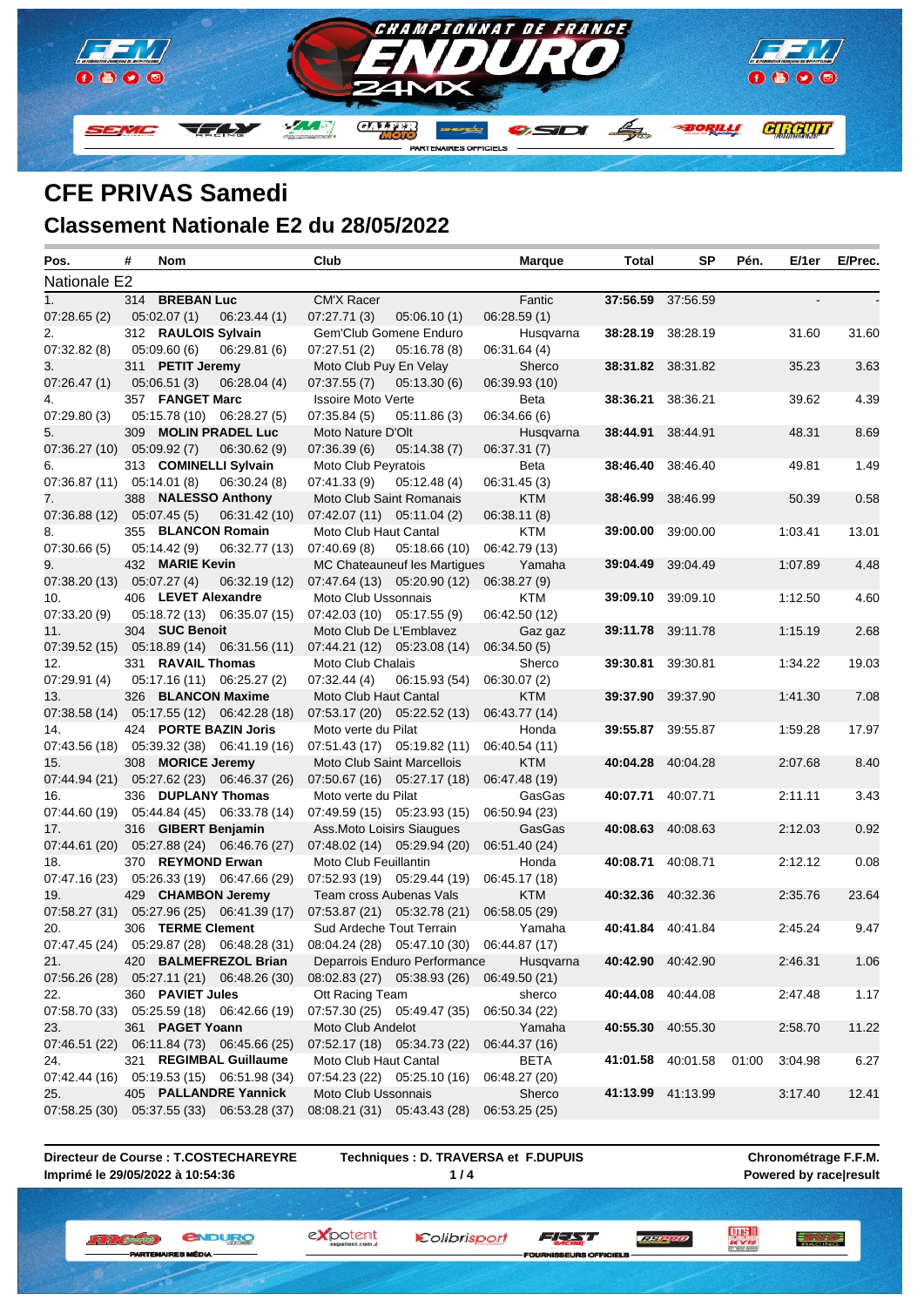# CFE PRIVAS Samedi

## Classement Nationale E2 du 28/05/2022

| Pos. | # | Nom | Club | Marque | Total | SP | Pén. | E/1er | E/Prec. |
|---|---|---|---|---|---|---|---|---|---|
| **Nationale E2** | | | | | | | | | |
| 1. | 314 | **BREBAN Luc** | CM'X Racer | Fantic | **37:56.59** | 37:56.59 | | - | - |
| 07:28.65 (2) | 05:02.07 (1) | 06:23.44 (1) | 07:27.71 (3) 05:06.10 (1) | 06:28.59 (1) | | | | | |
| 2. | 312 | **RAULOIS Sylvain** | Gem'Club Gomene Enduro | Husqvarna | **38:28.19** | 38:28.19 | | 31.60 | 31.60 |
| 07:32.82 (8) | 05:09.60 (6) | 06:29.81 (6) | 07:27.51 (2) 05:16.78 (8) | 06:31.64 (4) | | | | | |
| 3. | 311 | **PETIT Jeremy** | Moto Club Puy En Velay | Sherco | **38:31.82** | 38:31.82 | | 35.23 | 3.63 |
| 07:26.47 (1) | 05:06.51 (3) | 06:28.04 (4) | 07:37.55 (7) 05:13.30 (6) | 06:39.93 (10) | | | | | |
| 4. | 357 | **FANGET Marc** | Issoire Moto Verte | Beta | **38:36.21** | 38:36.21 | | 39.62 | 4.39 |
| 07:29.80 (3) | 05:15.78 (10) | 06:28.27 (5) | 07:35.84 (5) 05:11.86 (3) | 06:34.66 (6) | | | | | |
| 5. | 309 | **MOLIN PRADEL Luc** | Moto Nature D'Olt | Husqvarna | **38:44.91** | 38:44.91 | | 48.31 | 8.69 |
| 07:36.27 (10) | 05:09.92 (7) | 06:30.62 (9) | 07:36.39 (6) 05:14.38 (7) | 06:37.31 (7) | | | | | |
| 6. | 313 | **COMINELLI Sylvain** | Moto Club Peyratois | Beta | **38:46.40** | 38:46.40 | | 49.81 | 1.49 |
| 07:36.87 (11) | 05:14.01 (8) | 06:30.24 (8) | 07:41.33 (9) 05:12.48 (4) | 06:31.45 (3) | | | | | |
| 7. | 388 | **NALESSO Anthony** | Moto Club Saint Romanais | KTM | **38:46.99** | 38:46.99 | | 50.39 | 0.58 |
| 07:36.88 (12) | 05:07.45 (5) | 06:31.42 (10) | 07:42.07 (11) 05:11.04 (2) | 06:38.11 (8) | | | | | |
| 8. | 355 | **BLANCON Romain** | Moto Club Haut Cantal | KTM | **39:00.00** | 39:00.00 | | 1:03.41 | 13.01 |
| 07:30.66 (5) | 05:14.42 (9) | 06:32.77 (13) | 07:40.69 (8) 05:18.66 (10) | 06:42.79 (13) | | | | | |
| 9. | 432 | **MARIE Kevin** | MC Chateauneuf les Martigues | Yamaha | **39:04.49** | 39:04.49 | | 1:07.89 | 4.48 |
| 07:38.20 (13) | 05:07.27 (4) | 06:32.19 (12) | 07:47.64 (13) 05:20.90 (12) | 06:38.27 (9) | | | | | |
| 10. | 406 | **LEVET Alexandre** | Moto Club Ussonnais | KTM | **39:09.10** | 39:09.10 | | 1:12.50 | 4.60 |
| 07:33.20 (9) | 05:18.72 (13) | 06:35.07 (15) | 07:42.03 (10) 05:17.55 (9) | 06:42.50 (12) | | | | | |
| 11. | 304 | **SUC Benoit** | Moto Club De L'Emblavez | Gaz gaz | **39:11.78** | 39:11.78 | | 1:15.19 | 2.68 |
| 07:39.52 (15) | 05:18.89 (14) | 06:31.56 (11) | 07:44.21 (12) 05:23.08 (14) | 06:34.50 (5) | | | | | |
| 12. | 331 | **RAVAIL Thomas** | Moto Club Chalais | Sherco | **39:30.81** | 39:30.81 | | 1:34.22 | 19.03 |
| 07:29.91 (4) | 05:17.16 (11) | 06:25.27 (2) | 07:32.44 (4) 06:15.93 (54) | 06:30.07 (2) | | | | | |
| 13. | 326 | **BLANCON Maxime** | Moto Club Haut Cantal | KTM | **39:37.90** | 39:37.90 | | 1:41.30 | 7.08 |
| 07:38.58 (14) | 05:17.55 (12) | 06:42.28 (18) | 07:53.17 (20) 05:22.52 (13) | 06:43.77 (14) | | | | | |
| 14. | 424 | **PORTE BAZIN Joris** | Moto verte du Pilat | Honda | **39:55.87** | 39:55.87 | | 1:59.28 | 17.97 |
| 07:43.56 (18) | 05:39.32 (38) | 06:41.19 (16) | 07:51.43 (17) 05:19.82 (11) | 06:40.54 (11) | | | | | |
| 15. | 308 | **MORICE Jeremy** | Moto Club Saint Marcellois | KTM | **40:04.28** | 40:04.28 | | 2:07.68 | 8.40 |
| 07:44.94 (21) | 05:27.62 (23) | 06:46.37 (26) | 07:50.67 (16) 05:27.17 (18) | 06:47.48 (19) | | | | | |
| 16. | 336 | **DUPLANY Thomas** | Moto verte du Pilat | GasGas | **40:07.71** | 40:07.71 | | 2:11.11 | 3.43 |
| 07:44.60 (19) | 05:44.84 (45) | 06:33.78 (14) | 07:49.59 (15) 05:23.93 (15) | 06:50.94 (23) | | | | | |
| 17. | 316 | **GIBERT Benjamin** | Ass.Moto Loisirs Siaugues | GasGas | **40:08.63** | 40:08.63 | | 2:12.03 | 0.92 |
| 07:44.61 (20) | 05:27.88 (24) | 06:46.76 (27) | 07:48.02 (14) 05:29.94 (20) | 06:51.40 (24) | | | | | |
| 18. | 370 | **REYMOND Erwan** | Moto Club Feuillantin | Honda | **40:08.71** | 40:08.71 | | 2:12.12 | 0.08 |
| 07:47.16 (23) | 05:26.33 (19) | 06:47.66 (29) | 07:52.93 (19) 05:29.44 (19) | 06:45.17 (18) | | | | | |
| 19. | 429 | **CHAMBON Jeremy** | Team cross Aubenas Vals | KTM | **40:32.36** | 40:32.36 | | 2:35.76 | 23.64 |
| 07:58.27 (31) | 05:27.96 (25) | 06:41.39 (17) | 07:53.87 (21) 05:32.78 (21) | 06:58.05 (29) | | | | | |
| 20. | 306 | **TERME Clement** | Sud Ardeche Tout Terrain | Yamaha | **40:41.84** | 40:41.84 | | 2:45.24 | 9.47 |
| 07:47.45 (24) | 05:29.87 (28) | 06:48.28 (31) | 08:04.24 (28) 05:47.10 (30) | 06:44.87 (17) | | | | | |
| 21. | 420 | **BALMEFREZOL Brian** | Deparrois Enduro Performance | Husqvarna | **40:42.90** | 40:42.90 | | 2:46.31 | 1.06 |
| 07:56.26 (28) | 05:27.11 (21) | 06:48.26 (30) | 08:02.83 (27) 05:38.93 (26) | 06:49.50 (21) | | | | | |
| 22. | 360 | **PAVIET Jules** | Ott Racing Team | sherco | **40:44.08** | 40:44.08 | | 2:47.48 | 1.17 |
| 07:58.70 (33) | 05:25.59 (18) | 06:42.66 (19) | 07:57.30 (25) 05:49.47 (35) | 06:50.34 (22) | | | | | |
| 23. | 361 | **PAGET Yoann** | Moto Club Andelot | Yamaha | **40:55.30** | 40:55.30 | | 2:58.70 | 11.22 |
| 07:46.51 (22) | 06:11.84 (73) | 06:45.66 (25) | 07:52.17 (18) 05:34.73 (22) | 06:44.37 (16) | | | | | |
| 24. | 321 | **REGIMBAL Guillaume** | Moto Club Haut Cantal | BETA | **41:01.58** | 40:01.58 | 01:00 | 3:04.98 | 6.27 |
| 07:42.44 (16) | 05:19.53 (15) | 06:51.98 (34) | 07:54.23 (22) 05:25.10 (16) | 06:48.27 (20) | | | | | |
| 25. | 405 | **PALLANDRE Yannick** | Moto Club Ussonnais | Sherco | **41:13.99** | 41:13.99 | | 3:17.40 | 12.41 |
| 07:58.25 (30) | 05:37.55 (33) | 06:53.28 (37) | 08:08.21 (31) 05:43.43 (28) | 06:53.25 (25) | | | | | |

**Directeur de Course : T.COSTECHAREYRE**
**Imprimé le 29/05/2022 à 10:54:36**

**Techniques : D. TRAVERSA et F.DUPUIS**

**Chronométrage F.F.M.**
**Powered by race|result**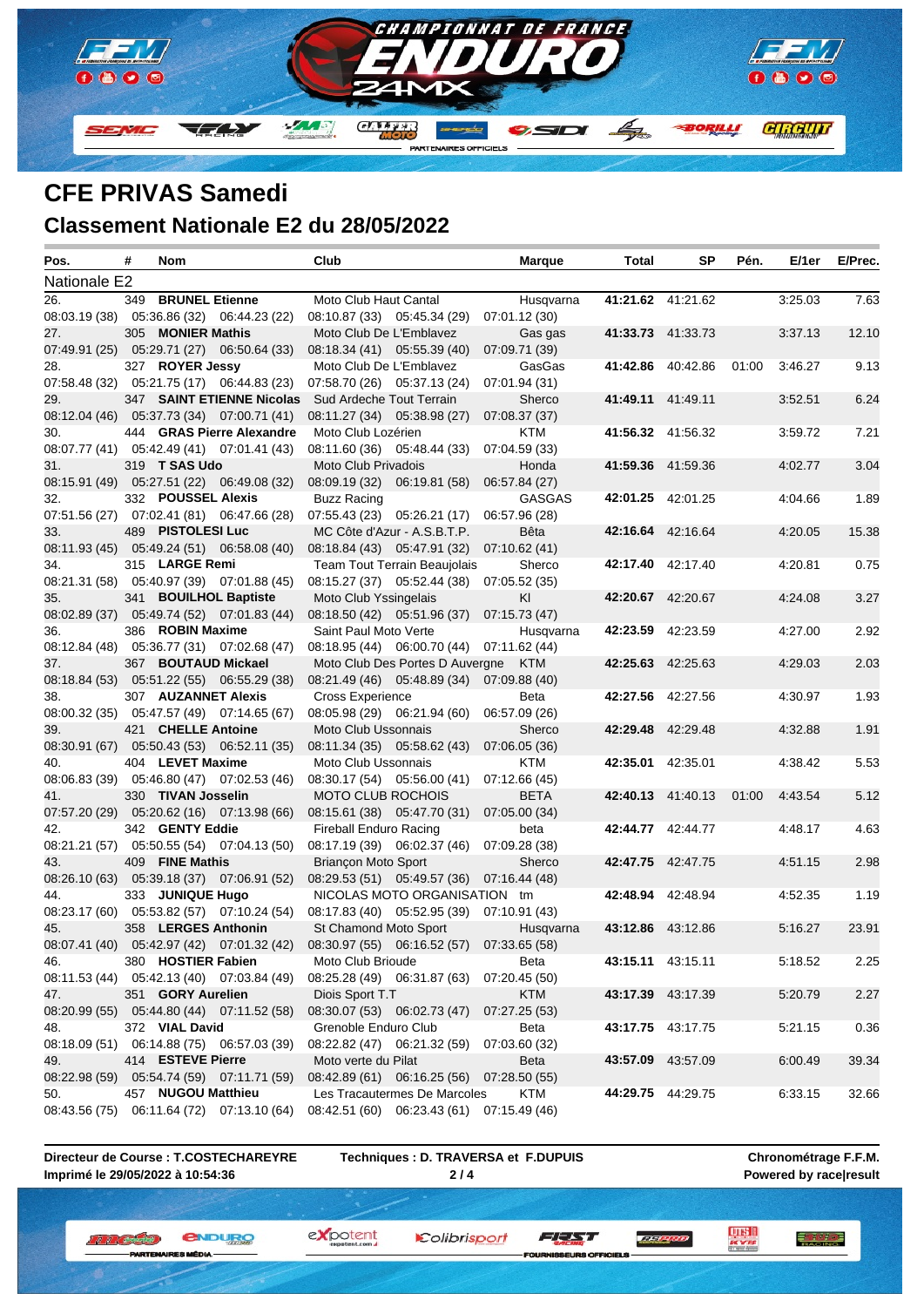# CFE PRIVAS Samedi

## Classement Nationale E2 du 28/05/2022

| Pos. | # | Nom | Club | Marque | Total | SP | Pén. | E/1er | E/Prec. |
|---|---|---|---|---|---|---|---|---|---|
| **Nationale E2** | | | | | | | | | |
| 26. | 349 | **BRUNEL Etienne** | Moto Club Haut Cantal | Husqvarna | **41:21.62** | 41:21.62 | | 3:25.03 | 7.63 |
| 08:03.19 (38) | 05:36.86 (32) | 06:44.23 (22) | 08:10.87 (33) 05:45.34 (29) | 07:01.12 (30) | | | | | |
| 27. | 305 | **MONIER Mathis** | Moto Club De L'Emblavez | Gas gas | **41:33.73** | 41:33.73 | | 3:37.13 | 12.10 |
| 07:49.91 (25) | 05:29.71 (27) | 06:50.64 (33) | 08:18.34 (41) 05:55.39 (40) | 07:09.71 (39) | | | | | |
| 28. | 327 | **ROYER Jessy** | Moto Club De L'Emblavez | GasGas | **41:42.86** | 40:42.86 | 01:00 | 3:46.27 | 9.13 |
| 07:58.48 (32) | 05:21.75 (17) | 06:44.83 (23) | 07:58.70 (26) 05:37.13 (24) | 07:01.94 (31) | | | | | |
| 29. | 347 | **SAINT ETIENNE Nicolas** | Sud Ardeche Tout Terrain | Sherco | **41:49.11** | 41:49.11 | | 3:52.51 | 6.24 |
| 08:12.04 (46) | 05:37.73 (34) | 07:00.71 (41) | 08:11.27 (34) 05:38.98 (27) | 07:08.37 (37) | | | | | |
| 30. | 444 | **GRAS Pierre Alexandre** | Moto Club Lozérien | KTM | **41:56.32** | 41:56.32 | | 3:59.72 | 7.21 |
| 08:07.77 (41) | 05:42.49 (41) | 07:01.41 (43) | 08:11.60 (36) 05:48.44 (33) | 07:04.59 (33) | | | | | |
| 31. | 319 | **T SAS Udo** | Moto Club Privadois | Honda | **41:59.36** | 41:59.36 | | 4:02.77 | 3.04 |
| 08:15.91 (49) | 05:27.51 (22) | 06:49.08 (32) | 08:09.19 (32) 06:19.81 (58) | 06:57.84 (27) | | | | | |
| 32. | 332 | **POUSSEL Alexis** | Buzz Racing | GASGAS | **42:01.25** | 42:01.25 | | 4:04.66 | 1.89 |
| 07:51.56 (27) | 07:02.41 (81) | 06:47.66 (28) | 07:55.43 (23) 05:26.21 (17) | 06:57.96 (28) | | | | | |
| 33. | 489 | **PISTOLESI Luc** | MC Côte d'Azur - A.S.B.T.P. | Bêta | **42:16.64** | 42:16.64 | | 4:20.05 | 15.38 |
| 08:11.93 (45) | 05:49.24 (51) | 06:58.08 (40) | 08:18.84 (43) 05:47.91 (32) | 07:10.62 (41) | | | | | |
| 34. | 315 | **LARGE Remi** | Team Tout Terrain Beaujolais | Sherco | **42:17.40** | 42:17.40 | | 4:20.81 | 0.75 |
| 08:21.31 (58) | 05:40.97 (39) | 07:01.88 (45) | 08:15.27 (37) 05:52.44 (38) | 07:05.52 (35) | | | | | |
| 35. | 341 | **BOUILHOL Baptiste** | Moto Club Yssingelais | Kl | **42:20.67** | 42:20.67 | | 4:24.08 | 3.27 |
| 08:02.89 (37) | 05:49.74 (52) | 07:01.83 (44) | 08:18.50 (42) 05:51.96 (37) | 07:15.73 (47) | | | | | |
| 36. | 386 | **ROBIN Maxime** | Saint Paul Moto Verte | Husqvarna | **42:23.59** | 42:23.59 | | 4:27.00 | 2.92 |
| 08:12.84 (48) | 05:36.77 (31) | 07:02.68 (47) | 08:18.95 (44) 06:00.70 (44) | 07:11.62 (44) | | | | | |
| 37. | 367 | **BOUTAUD Mickael** | Moto Club Des Portes D Auvergne | KTM | **42:25.63** | 42:25.63 | | 4:29.03 | 2.03 |
| 08:18.84 (53) | 05:51.22 (55) | 06:55.29 (38) | 08:21.49 (46) 05:48.89 (34) | 07:09.88 (40) | | | | | |
| 38. | 307 | **AUZANNET Alexis** | Cross Experience | Beta | **42:27.56** | 42:27.56 | | 4:30.97 | 1.93 |
| 08:00.32 (35) | 05:47.57 (49) | 07:14.65 (67) | 08:05.98 (29) 06:21.94 (60) | 06:57.09 (26) | | | | | |
| 39. | 421 | **CHELLE Antoine** | Moto Club Ussonnais | Sherco | **42:29.48** | 42:29.48 | | 4:32.88 | 1.91 |
| 08:30.91 (67) | 05:50.43 (53) | 06:52.11 (35) | 08:11.34 (35) 05:58.62 (43) | 07:06.05 (36) | | | | | |
| 40. | 404 | **LEVET Maxime** | Moto Club Ussonnais | KTM | **42:35.01** | 42:35.01 | | 4:38.42 | 5.53 |
| 08:06.83 (39) | 05:46.80 (47) | 07:02.53 (46) | 08:30.17 (54) 05:56.00 (41) | 07:12.66 (45) | | | | | |
| 41. | 330 | **TIVAN Josselin** | MOTO CLUB ROCHOIS | BETA | **42:40.13** | 41:40.13 | 01:00 | 4:43.54 | 5.12 |
| 07:57.20 (29) | 05:20.62 (16) | 07:13.98 (66) | 08:15.61 (38) 05:47.70 (31) | 07:05.00 (34) | | | | | |
| 42. | 342 | **GENTY Eddie** | Fireball Enduro Racing | beta | **42:44.77** | 42:44.77 | | 4:48.17 | 4.63 |
| 08:21.21 (57) | 05:50.55 (54) | 07:04.13 (50) | 08:17.19 (39) 06:02.37 (46) | 07:09.28 (38) | | | | | |
| 43. | 409 | **FINE Mathis** | Briançon Moto Sport | Sherco | **42:47.75** | 42:47.75 | | 4:51.15 | 2.98 |
| 08:26.10 (63) | 05:39.18 (37) | 07:06.91 (52) | 08:29.53 (51) 05:49.57 (36) | 07:16.44 (48) | | | | | |
| 44. | 333 | **JUNIQUE Hugo** | NICOLAS MOTO ORGANISATION | tm | **42:48.94** | 42:48.94 | | 4:52.35 | 1.19 |
| 08:23.17 (60) | 05:53.82 (57) | 07:10.24 (54) | 08:17.83 (40) 05:52.95 (39) | 07:10.91 (43) | | | | | |
| 45. | 358 | **LERGES Anthonin** | St Chamond Moto Sport | Husqvarna | **43:12.86** | 43:12.86 | | 5:16.27 | 23.91 |
| 08:07.41 (40) | 05:42.97 (42) | 07:01.32 (42) | 08:30.97 (55) 06:16.52 (57) | 07:33.65 (58) | | | | | |
| 46. | 380 | **HOSTIER Fabien** | Moto Club Brioude | Beta | **43:15.11** | 43:15.11 | | 5:18.52 | 2.25 |
| 08:11.53 (44) | 05:42.13 (40) | 07:03.84 (49) | 08:25.28 (49) 06:31.87 (63) | 07:20.45 (50) | | | | | |
| 47. | 351 | **GORY Aurelien** | Diois Sport T.T | KTM | **43:17.39** | 43:17.39 | | 5:20.79 | 2.27 |
| 08:20.99 (55) | 05:44.80 (44) | 07:11.52 (58) | 08:30.07 (53) 06:02.73 (47) | 07:27.25 (53) | | | | | |
| 48. | 372 | **VIAL David** | Grenoble Enduro Club | Beta | **43:17.75** | 43:17.75 | | 5:21.15 | 0.36 |
| 08:18.09 (51) | 06:14.88 (75) | 06:57.03 (39) | 08:22.82 (47) 06:21.32 (59) | 07:03.60 (32) | | | | | |
| 49. | 414 | **ESTEVE Pierre** | Moto verte du Pilat | Beta | **43:57.09** | 43:57.09 | | 6:00.49 | 39.34 |
| 08:22.98 (59) | 05:54.74 (59) | 07:11.71 (59) | 08:42.89 (61) 06:16.25 (56) | 07:28.50 (55) | | | | | |
| 50. | 457 | **NUGOU Matthieu** | Les Tracautermes De Marcoles | KTM | **44:29.75** | 44:29.75 | | 6:33.15 | 32.66 |
| 08:43.56 (75) | 06:11.64 (72) | 07:13.10 (64) | 08:42.51 (60) 06:23.43 (61) | 07:15.49 (46) | | | | | |

**Directeur de Course : T.COSTECHAREYRE**
**Imprimé le 29/05/2022 à 10:54:36**

**Techniques : D. TRAVERSA et F.DUPUIS**

**Chronométrage F.F.M.**
**Powered by race|result**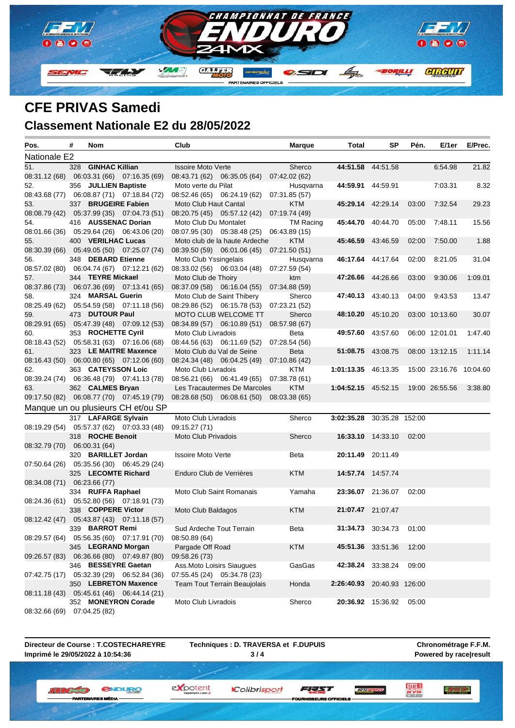## CFE PRIVAS Samedi

## Classement Nationale E2 du 28/05/2022

| Pos. | # | Nom | Club | Marque | Total | SP | Pén. | E/1er | E/Prec. |
|---|---|---|---|---|---|---|---|---|---|
| **Nationale E2** | | | | | | | | | |
| 51. | 328 | **GINHAC Killian** | Issoire Moto Verte | Sherco | **44:51.58** | 44:51.58 | | 6:54.98 | 21.82 |
| 08:31.12 (68) | 06:03.31 (66) | 07:16.35 (69) | 08:43.71 (62) 06:35.05 (64) | 07:42.02 (62) | | | | | |
| 52. | 356 | **JULLIEN Baptiste** | Moto verte du Pilat | Husqvarna | **44:59.91** | 44:59.91 | | 7:03.31 | 8.32 |
| 08:43.68 (77) | 06:08.87 (71) | 07:18.84 (72) | 08:52.46 (65) 06:24.19 (62) | 07:31.85 (57) | | | | | |
| 53. | 337 | **BRUGEIRE Fabien** | Moto Club Haut Cantal | KTM | **45:29.14** | 42:29.14 | 03:00 | 7:32.54 | 29.23 |
| 08:08.79 (42) | 05:37.99 (35) | 07:04.73 (51) | 08:20.75 (45) 05:57.12 (42) | 07:19.74 (49) | | | | | |
| 54. | 416 | **AUSSENAC Dorian** | Moto Club Du Montalet | TM Racing | **45:44.70** | 40:44.70 | 05:00 | 7:48.11 | 15.56 |
| 08:01.66 (36) | 05:29.64 (26) | 06:43.06 (20) | 08:07.95 (30) 05:38.48 (25) | 06:43.89 (15) | | | | | |
| 55. | 400 | **VERILHAC Lucas** | Moto club de la haute Ardeche | KTM | **45:46.59** | 43:46.59 | 02:00 | 7:50.00 | 1.88 |
| 08:30.39 (66) | 05:49.05 (50) | 07:25.07 (74) | 08:39.50 (59) 06:01.06 (45) | 07:21.50 (51) | | | | | |
| 56. | 348 | **DEBARD Etienne** | Moto Club Yssingelais | Husqvarna | **46:17.64** | 44:17.64 | 02:00 | 8:21.05 | 31.04 |
| 08:57.02 (80) | 06:04.74 (67) | 07:12.21 (62) | 08:33.02 (56) 06:03.04 (48) | 07:27.59 (54) | | | | | |
| 57. | 344 | **TEYRE Mickael** | Moto Club de Thoiry | ktm | **47:26.66** | 44:26.66 | 03:00 | 9:30.06 | 1:09.01 |
| 08:37.86 (73) | 06:07.36 (69) | 07:13.41 (65) | 08:37.09 (58) 06:16.04 (55) | 07:34.88 (59) | | | | | |
| 58. | 324 | **MARSAL Guerin** | Moto Club de Saint Thibery | Sherco | **47:40.13** | 43:40.13 | 04:00 | 9:43.53 | 13.47 |
| 08:25.49 (62) | 05:54.59 (58) | 07:11.18 (56) | 08:29.86 (52) 06:15.78 (53) | 07:23.21 (52) | | | | | |
| 59. | 473 | **DUTOUR Paul** | MOTO CLUB WELCOME TT | Sherco | **48:10.20** | 45:10.20 | 03:00 | 10:13.60 | 30.07 |
| 08:29.91 (65) | 05:47.39 (48) | 07:09.12 (53) | 08:34.89 (57) 06:10.89 (51) | 08:57.98 (67) | | | | | |
| 60. | 353 | **ROCHETTE Cyril** | Moto Club Livradois | Beta | **49:57.60** | 43:57.60 | 06:00 | 12:01.01 | 1:47.40 |
| 08:18.43 (52) | 05:58.31 (63) | 07:16.06 (68) | 08:44.56 (63) 06:11.69 (52) | 07:28.54 (56) | | | | | |
| 61. | 323 | **LE MAITRE Maxence** | Moto Club du Val de Seine | Beta | **51:08.75** | 43:08.75 | 08:00 | 13:12.15 | 1:11.14 |
| 08:16.43 (50) | 06:00.80 (65) | 07:12.06 (60) | 08:24.34 (48) 06:04.25 (49) | 07:10.86 (42) | | | | | |
| 62. | 363 | **CATEYSSON Loic** | Moto Club Livradois | KTM | **1:01:13.35** | 46:13.35 | 15:00 | 23:16.76 | 10:04.60 |
| 08:39.24 (74) | 06:36.48 (79) | 07:41.13 (78) | 08:56.21 (66) 06:41.49 (65) | 07:38.78 (61) | | | | | |
| 63. | 362 | **CALMES Bryan** | Les Tracautermes De Marcoles | KTM | **1:04:52.15** | 45:52.15 | 19:00 | 26:55.56 | 3:38.80 |
| 09:17.50 (82) | 06:08.77 (70) | 07:45.19 (79) | 08:28.68 (50) 06:08.61 (50) | 08:03.38 (65) | | | | | |
| **Manque un ou plusieurs CH et/ou SP** | | | | | | | | | |
| | 317 | **LAFARGE Sylvain** | Moto Club Livradois | Sherco | **3:02:35.28** | 30:35.28 | 152:00 | | |
| 08:19.29 (54) | 05:57.37 (62) | 07:03.33 (48) | 09:15.27 (71) | | | | | | |
| | 318 | **ROCHE Benoit** | Moto Club Privadois | Sherco | **16:33.10** | 14:33.10 | 02:00 | | |
| 08:32.79 (70) | 06:00.31 (64) | | | | | | | | |
| | 320 | **BARILLET Jordan** | Issoire Moto Verte | Beta | **20:11.49** | 20:11.49 | | | |
| 07:50.64 (26) | 05:35.56 (30) | 06:45.29 (24) | | | | | | | |
| | 325 | **LECOMTE Richard** | Enduro Club de Verrières | KTM | **14:57.74** | 14:57.74 | | | |
| 08:34.08 (71) | 06:23.66 (77) | | | | | | | | |
| | 334 | **RUFFA Raphael** | Moto Club Saint Romanais | Yamaha | **23:36.07** | 21:36.07 | 02:00 | | |
| 08:24.36 (61) | 05:52.80 (56) | 07:18.91 (73) | | | | | | | |
| | 338 | **COPPERE Victor** | Moto Club Baldagos | KTM | **21:07.47** | 21:07.47 | | | |
| 08:12.42 (47) | 05:43.87 (43) | 07:11.18 (57) | | | | | | | |
| | 339 | **BARROT Remi** | Sud Ardeche Tout Terrain | Beta | **31:34.73** | 30:34.73 | 01:00 | | |
| 08:29.57 (64) | 05:56.35 (60) | 07:17.91 (70) | 08:50.89 (64) | | | | | | |
| | 345 | **LEGRAND Morgan** | Pargade Off Road | KTM | **45:51.36** | 33:51.36 | 12:00 | | |
| 09:26.57 (83) | 06:36.66 (80) | 07:49.87 (80) | 09:58.26 (73) | | | | | | |
| | 346 | **BESSEYRE Gaetan** | Ass.Moto Loisirs Siaugues | GasGas | **42:38.24** | 33:38.24 | 09:00 | | |
| 07:42.75 (17) | 05:32.39 (29) | 06:52.84 (36) | 07:55.45 (24) 05:34.78 (23) | | | | | | |
| | 350 | **LEBRETON Maxence** | Team Tout Terrain Beaujolais | Honda | **2:26:40.93** | 20:40.93 | 126:00 | | |
| 08:11.18 (43) | 05:45.61 (46) | 06:44.14 (21) | | | | | | | |
| | 352 | **MONEYRON Corade** | Moto Club Livradois | Sherco | **20:36.92** | 15:36.92 | 05:00 | | |
| 08:32.66 (69) | 07:04.25 (82) | | | | | | | | |

**Directeur de Course : T.COSTECHAREYRE**
**Imprimé le 29/05/2022 à 10:54:36**

**Techniques : D. TRAVERSA et F.DUPUIS**

**Chronométrage F.F.M.**
**Powered by race|result**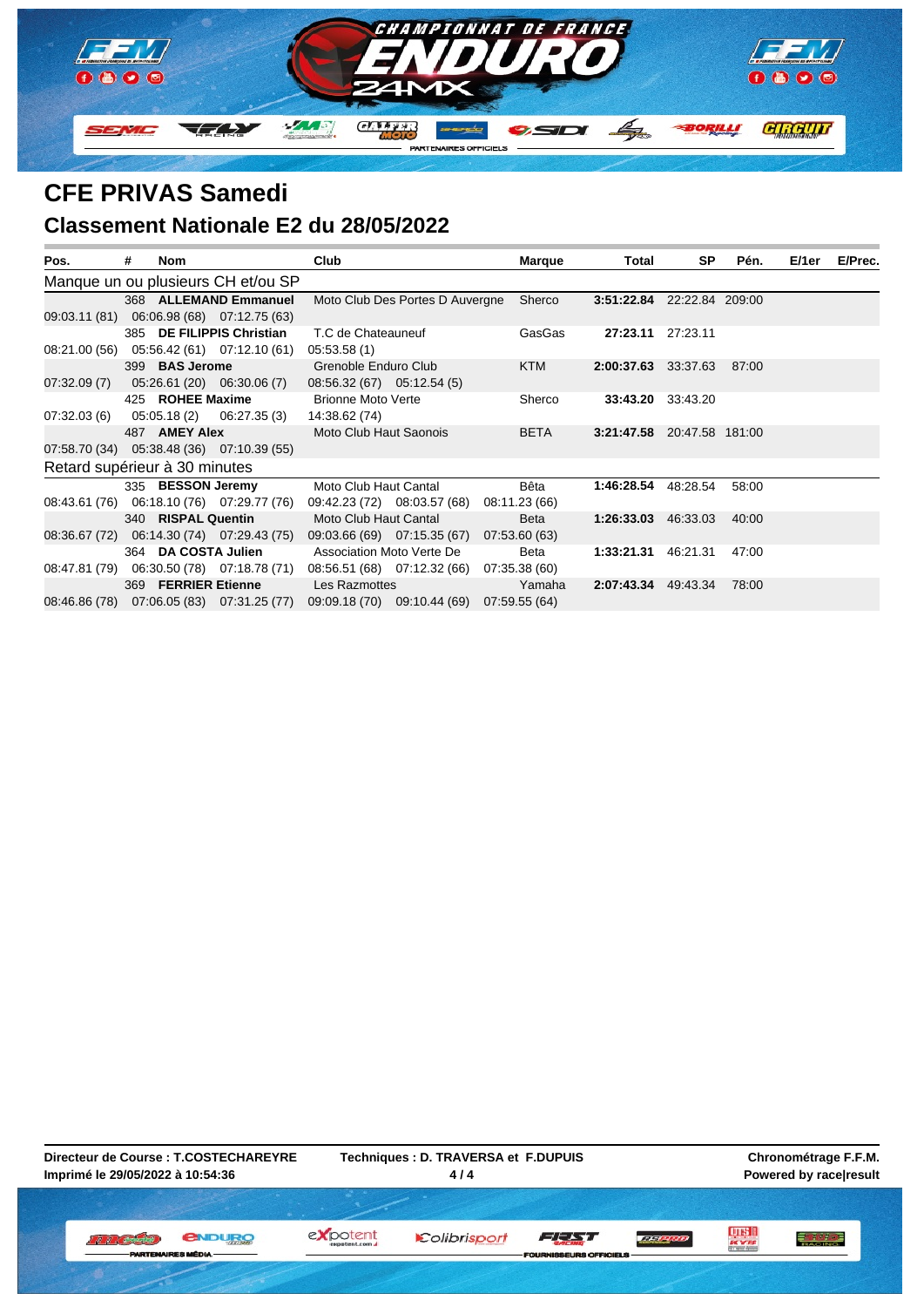## CFE PRIVAS Samedi

## Classement Nationale E2 du 28/05/2022

| Pos. | # | Nom | Club | Marque | Total | SP | Pén. | E/1er | E/Prec. |
|---|---|---|---|---|---|---|---|---|---|
| **Manque un ou plusieurs CH et/ou SP** | | | | | | | | | |
| | 368 | **ALLEMAND Emmanuel** | Moto Club Des Portes D Auvergne | Sherco | **3:51:22.84** | 22:22.84 | 209:00 | | |
| 09:03.11 (81) | | 06:06.98 (68) 07:12.75 (63) | | | | | | | |
| | 385 | **DE FILIPPIS Christian** | T.C de Chateauneuf | GasGas | **27:23.11** | 27:23.11 | | | |
| 08:21.00 (56) | | 05:56.42 (61) 07:12.10 (61) | 05:53.58 (1) | | | | | | |
| | 399 | **BAS Jerome** | Grenoble Enduro Club | KTM | **2:00:37.63** | 33:37.63 | 87:00 | | |
| 07:32.09 (7) | | 05:26.61 (20) 06:30.06 (7) | 08:56.32 (67) 05:12.54 (5) | | | | | | |
| | 425 | **ROHEE Maxime** | Brionne Moto Verte | Sherco | **33:43.20** | 33:43.20 | | | |
| 07:32.03 (6) | | 05:05.18 (2) 06:27.35 (3) | 14:38.62 (74) | | | | | | |
| | 487 | **AMEY Alex** | Moto Club Haut Saonois | BETA | **3:21:47.58** | 20:47.58 | 181:00 | | |
| 07:58.70 (34) | | 05:38.48 (36) 07:10.39 (55) | | | | | | | |
| **Retard supérieur à 30 minutes** | | | | | | | | | |
| | 335 | **BESSON Jeremy** | Moto Club Haut Cantal | Bêta | **1:46:28.54** | 48:28.54 | 58:00 | | |
| 08:43.61 (76) | | 06:18.10 (76) 07:29.77 (76) | 09:42.23 (72) 08:03.57 (68) | 08:11.23 (66) | | | | | |
| | 340 | **RISPAL Quentin** | Moto Club Haut Cantal | Beta | **1:26:33.03** | 46:33.03 | 40:00 | | |
| 08:36.67 (72) | | 06:14.30 (74) 07:29.43 (75) | 09:03.66 (69) 07:15.35 (67) | 07:53.60 (63) | | | | | |
| | 364 | **DA COSTA Julien** | Association Moto Verte De | Beta | **1:33:21.31** | 46:21.31 | 47:00 | | |
| 08:47.81 (79) | | 06:30.50 (78) 07:18.78 (71) | 08:56.51 (68) 07:12.32 (66) | 07:35.38 (60) | | | | | |
| | 369 | **FERRIER Etienne** | Les Razmottes | Yamaha | **2:07:43.34** | 49:43.34 | 78:00 | | |
| 08:46.86 (78) | | 07:06.05 (83) 07:31.25 (77) | 09:09.18 (70) 09:10.44 (69) | 07:59.55 (64) | | | | | |

**Directeur de Course : T.COSTECHAREYRE**
**Imprimé le 29/05/2022 à 10:54:36**

**Techniques : D. TRAVERSA et F.DUPUIS**

**Chronométrage F.F.M.**
**Powered by race|result**